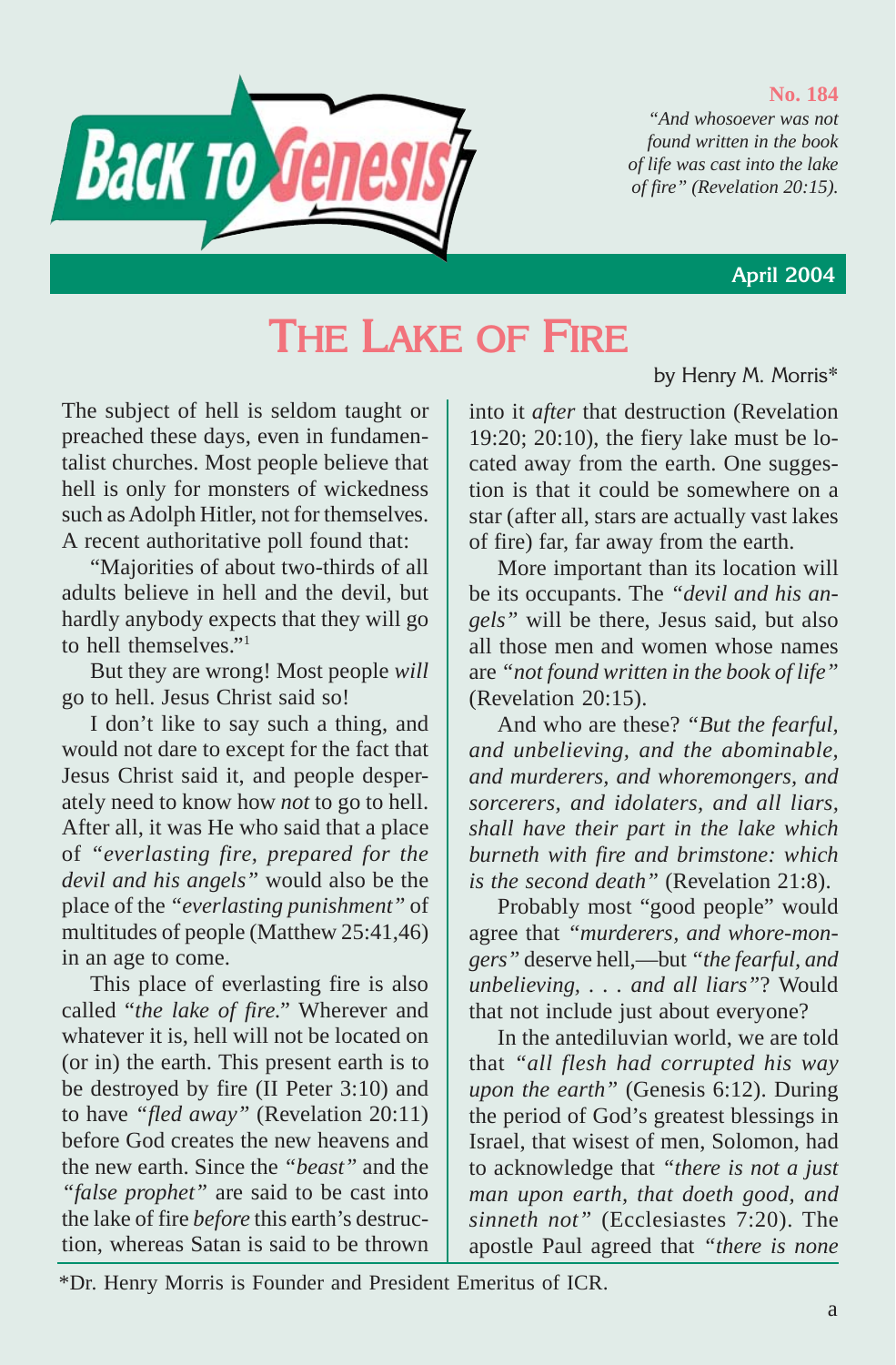**BACK TO GENESIS**

**No. 184**

*"And whosoever was not found written in the book of life was cast into the lake of fire" (Revelation 20:15).*

**April 2004**

# THE LAKE OF FIRE

by Henry M. Morris*

The subject of hell is seldom taught or preached these days, even in fundamentalist churches. Most people believe that hell is only for monsters of wickedness such as Adolph Hitler, not for themselves. A recent authoritative poll found that:

"Majorities of about two-thirds of all adults believe in hell and the devil, but hardly anybody expects that they will go to hell themselves."[1]

But they are wrong! Most people *will* go to hell. Jesus Christ said so!

I don't like to say such a thing, and would not dare to except for the fact that Jesus Christ said it, and people desperately need to know how *not* to go to hell. After all, it was He who said that a place of *"everlasting fire, prepared for the devil and his angels"* would also be the place of the *"everlasting punishment"* of multitudes of people (Matthew 25:41,46) in an age to come.

This place of everlasting fire is also called "*the lake of fire*." Wherever and whatever it is, hell will not be located on (or in) the earth. This present earth is to be destroyed by fire (II Peter 3:10) and to have *"fled away"* (Revelation 20:11) before God creates the new heavens and the new earth. Since the *"beast"* and the *"false prophet"* are said to be cast into the lake of fire *before* this earth's destruction, whereas Satan is said to be thrown into it *after* that destruction (Revelation 19:20; 20:10), the fiery lake must be located away from the earth. One suggestion is that it could be somewhere on a star (after all, stars are actually vast lakes of fire) far, far away from the earth.

More important than its location will be its occupants. The *"devil and his angels"* will be there, Jesus said, but also all those men and women whose names are *"not found written in the book of life"* (Revelation 20:15).

And who are these? *"But the fearful, and unbelieving, and the abominable, and murderers, and whoremongers, and sorcerers, and idolaters, and all liars, shall have their part in the lake which burneth with fire and brimstone: which is the second death"* (Revelation 21:8).

Probably most "good people" would agree that *"murderers, and whore-mongers"* deserve hell,—but *"the fearful, and unbelieving, . . . and all liars"*? Would that not include just about everyone?

In the antediluvian world, we are told that *"all flesh had corrupted his way upon the earth"* (Genesis 6:12). During the period of God's greatest blessings in Israel, that wisest of men, Solomon, had to acknowledge that *"there is not a just man upon earth, that doeth good, and sinneth not"* (Ecclesiastes 7:20). The apostle Paul agreed that *"there is none*

*Dr. Henry Morris is Founder and President Emeritus of ICR.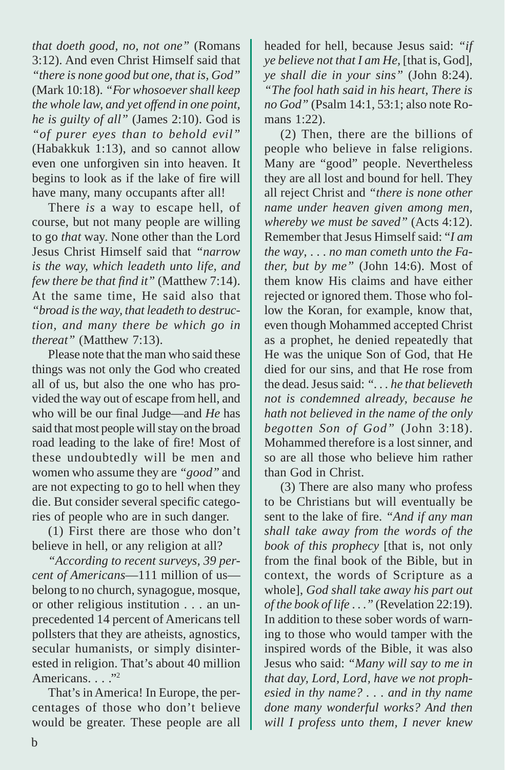*that doeth good, no, not one"* (Romans 3:12). And even Christ Himself said that *"there is none good but one, that is, God"* (Mark 10:18). *"For whosoever shall keep the whole law, and yet offend in one point, he is guilty of all"* (James 2:10). God is *"of purer eyes than to behold evil"* (Habakkuk 1:13), and so cannot allow even one unforgiven sin into heaven. It begins to look as if the lake of fire will have many, many occupants after all!

There *is* a way to escape hell, of course, but not many people are willing to go *that* way. None other than the Lord Jesus Christ Himself said that *"narrow is the way, which leadeth unto life, and few there be that find it"* (Matthew 7:14). At the same time, He said also that *"broad is the way, that leadeth to destruction, and many there be which go in thereat"* (Matthew 7:13).

Please note that the man who said these things was not only the God who created all of us, but also the one who has provided the way out of escape from hell, and who will be our final Judge—and *He* has said that most people will stay on the broad road leading to the lake of fire! Most of these undoubtedly will be men and women who assume they are *"good"* and are not expecting to go to hell when they die. But consider several specific categories of people who are in such danger.

(1) First there are those who don't believe in hell, or any religion at all?

*"According to recent surveys, 39 percent of Americans*—111 million of us—belong to no church, synagogue, mosque, or other religious institution . . . an unprecedented 14 percent of Americans tell pollsters that they are atheists, agnostics, secular humanists, or simply disinterested in religion. That's about 40 million Americans. . . ."[2]

That's in America! In Europe, the percentages of those who don't believe would be greater. These people are all headed for hell, because Jesus said: *"if ye believe not that I am He,* [that is, God], *ye shall die in your sins"* (John 8:24). *"The fool hath said in his heart, There is no God"* (Psalm 14:1, 53:1; also note Romans 1:22).

(2) Then, there are the billions of people who believe in false religions. Many are "good" people. Nevertheless they are all lost and bound for hell. They all reject Christ and *"there is none other name under heaven given among men, whereby we must be saved"* (Acts 4:12). Remember that Jesus Himself said: "*I am the way, . . . no man cometh unto the Father, but by me"* (John 14:6). Most of them know His claims and have either rejected or ignored them. Those who follow the Koran, for example, know that, even though Mohammed accepted Christ as a prophet, he denied repeatedly that He was the unique Son of God, that He died for our sins, and that He rose from the dead. Jesus said: *". . . he that believeth not is condemned already, because he hath not believed in the name of the only begotten Son of God"* (John 3:18). Mohammed therefore is a lost sinner, and so are all those who believe him rather than God in Christ.

(3) There are also many who profess to be Christians but will eventually be sent to the lake of fire. *"And if any man shall take away from the words of the book of this prophecy* [that is, not only from the final book of the Bible, but in context, the words of Scripture as a whole], *God shall take away his part out of the book of life . . ."* (Revelation 22:19). In addition to these sober words of warning to those who would tamper with the inspired words of the Bible, it was also Jesus who said: *"Many will say to me in that day, Lord, Lord, have we not prophesied in thy name? . . . and in thy name done many wonderful works? And then will I profess unto them, I never knew*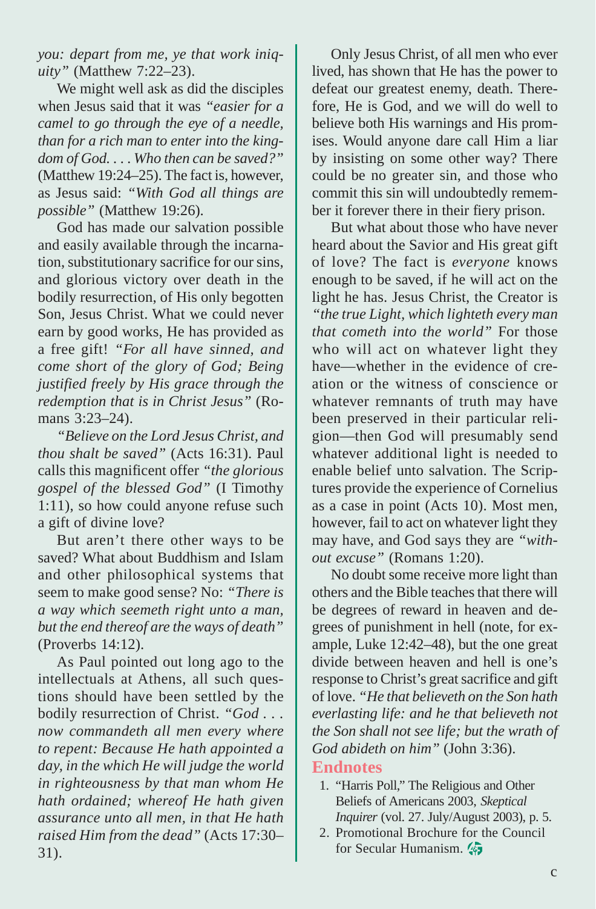*you: depart from me, ye that work iniquity"* (Matthew 7:22–23).

We might well ask as did the disciples when Jesus said that it was *"easier for a camel to go through the eye of a needle, than for a rich man to enter into the kingdom of God. . . . Who then can be saved?"* (Matthew 19:24–25). The fact is, however, as Jesus said: *"With God all things are possible"* (Matthew 19:26).

God has made our salvation possible and easily available through the incarnation, substitutionary sacrifice for our sins, and glorious victory over death in the bodily resurrection, of His only begotten Son, Jesus Christ. What we could never earn by good works, He has provided as a free gift! *"For all have sinned, and come short of the glory of God; Being justified freely by His grace through the redemption that is in Christ Jesus"* (Romans 3:23–24).

*"Believe on the Lord Jesus Christ, and thou shalt be saved"* (Acts 16:31). Paul calls this magnificent offer *"the glorious gospel of the blessed God"* (I Timothy 1:11), so how could anyone refuse such a gift of divine love?

But aren't there other ways to be saved? What about Buddhism and Islam and other philosophical systems that seem to make good sense? No: *"There is a way which seemeth right unto a man, but the end thereof are the ways of death"* (Proverbs 14:12).

As Paul pointed out long ago to the intellectuals at Athens, all such questions should have been settled by the bodily resurrection of Christ. *"God . . . now commandeth all men every where to repent: Because He hath appointed a day, in the which He will judge the world in righteousness by that man whom He hath ordained; whereof He hath given assurance unto all men, in that He hath raised Him from the dead"* (Acts 17:30–31).

Only Jesus Christ, of all men who ever lived, has shown that He has the power to defeat our greatest enemy, death. Therefore, He is God, and we will do well to believe both His warnings and His promises. Would anyone dare call Him a liar by insisting on some other way? There could be no greater sin, and those who commit this sin will undoubtedly remember it forever there in their fiery prison.

But what about those who have never heard about the Savior and His great gift of love? The fact is *everyone* knows enough to be saved, if he will act on the light he has. Jesus Christ, the Creator is *"the true Light, which lighteth every man that cometh into the world"* For those who will act on whatever light they have—whether in the evidence of creation or the witness of conscience or whatever remnants of truth may have been preserved in their particular religion—then God will presumably send whatever additional light is needed to enable belief unto salvation. The Scriptures provide the experience of Cornelius as a case in point (Acts 10). Most men, however, fail to act on whatever light they may have, and God says they are *"without excuse"* (Romans 1:20).

No doubt some receive more light than others and the Bible teaches that there will be degrees of reward in heaven and degrees of punishment in hell (note, for example, Luke 12:42–48), but the one great divide between heaven and hell is one's response to Christ's great sacrifice and gift of love. *"He that believeth on the Son hath everlasting life: and he that believeth not the Son shall not see life; but the wrath of God abideth on him"* (John 3:36).

## Endnotes

1. "Harris Poll," The Religious and Other Beliefs of Americans 2003, *Skeptical Inquirer* (vol. 27. July/August 2003), p. 5.
2. Promotional Brochure for the Council for Secular Humanism.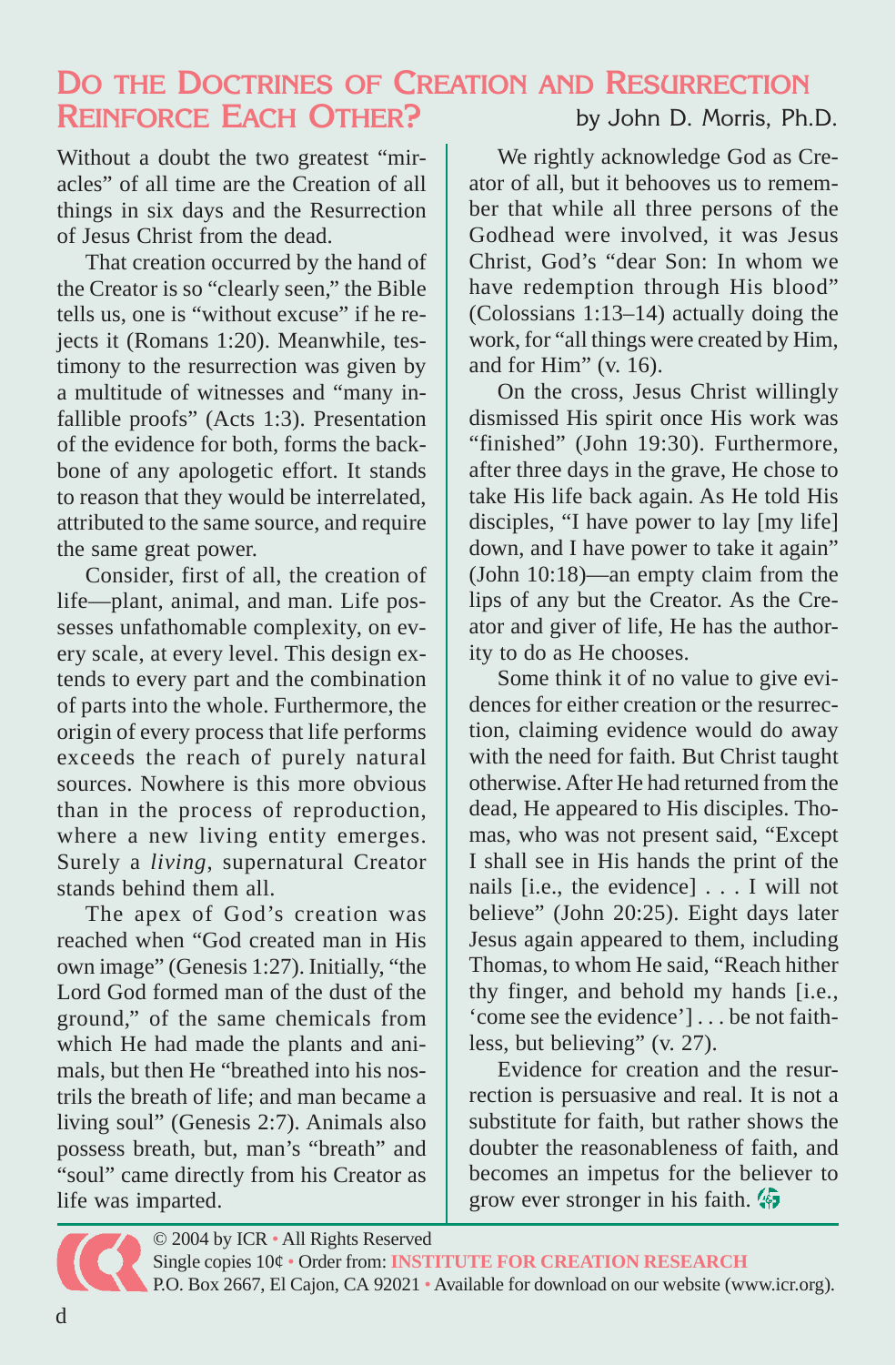## Do the Doctrines of Creation and Resurrection Reinforce Each Other?

by John D. Morris, Ph.D.

Without a doubt the two greatest "miracles" of all time are the Creation of all things in six days and the Resurrection of Jesus Christ from the dead.

That creation occurred by the hand of the Creator is so "clearly seen," the Bible tells us, one is "without excuse" if he rejects it (Romans 1:20). Meanwhile, testimony to the resurrection was given by a multitude of witnesses and "many infallible proofs" (Acts 1:3). Presentation of the evidence for both, forms the backbone of any apologetic effort. It stands to reason that they would be interrelated, attributed to the same source, and require the same great power.

Consider, first of all, the creation of life—plant, animal, and man. Life possesses unfathomable complexity, on every scale, at every level. This design extends to every part and the combination of parts into the whole. Furthermore, the origin of every process that life performs exceeds the reach of purely natural sources. Nowhere is this more obvious than in the process of reproduction, where a new living entity emerges. Surely a *living*, supernatural Creator stands behind them all.

The apex of God's creation was reached when "God created man in His own image" (Genesis 1:27). Initially, "the Lord God formed man of the dust of the ground," of the same chemicals from which He had made the plants and animals, but then He "breathed into his nostrils the breath of life; and man became a living soul" (Genesis 2:7). Animals also possess breath, but, man's "breath" and "soul" came directly from his Creator as life was imparted.

We rightly acknowledge God as Creator of all, but it behooves us to remember that while all three persons of the Godhead were involved, it was Jesus Christ, God's "dear Son: In whom we have redemption through His blood" (Colossians 1:13–14) actually doing the work, for "all things were created by Him, and for Him" (v. 16).

On the cross, Jesus Christ willingly dismissed His spirit once His work was "finished" (John 19:30). Furthermore, after three days in the grave, He chose to take His life back again. As He told His disciples, "I have power to lay [my life] down, and I have power to take it again" (John 10:18)—an empty claim from the lips of any but the Creator. As the Creator and giver of life, He has the authority to do as He chooses.

Some think it of no value to give evidences for either creation or the resurrection, claiming evidence would do away with the need for faith. But Christ taught otherwise. After He had returned from the dead, He appeared to His disciples. Thomas, who was not present said, "Except I shall see in His hands the print of the nails [i.e., the evidence] . . . I will not believe" (John 20:25). Eight days later Jesus again appeared to them, including Thomas, to whom He said, "Reach hither thy finger, and behold my hands [i.e., 'come see the evidence'] . . . be not faithless, but believing" (v. 27).

Evidence for creation and the resurrection is persuasive and real. It is not a substitute for faith, but rather shows the doubter the reasonableness of faith, and becomes an impetus for the believer to grow ever stronger in his faith.

© 2004 by ICR • All Rights Reserved
Single copies 10¢ • Order from: **INSTITUTE FOR CREATION RESEARCH**
P.O. Box 2667, El Cajon, CA 92021 • Available for download on our website (www.icr.org).

d